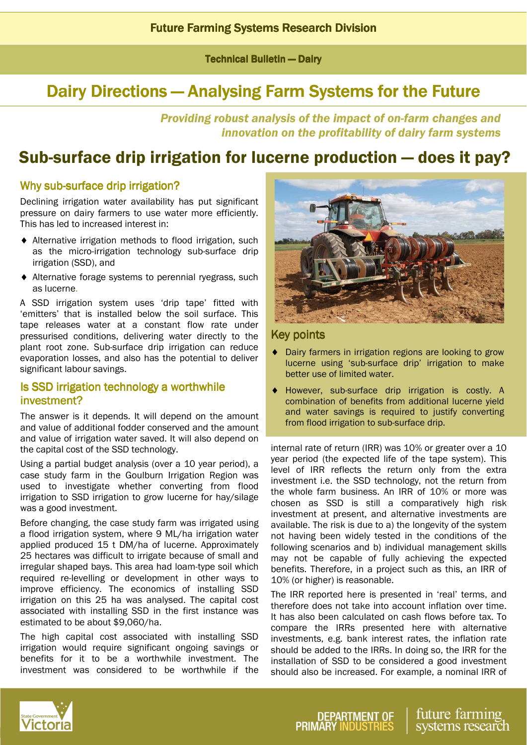Future Farming Systems Research Division

Technical Bulletin — Dairy

# Dairy Directions — Analysing Farm Systems for the Future

*Providing robust analysis of the impact of on-farm changes and innovation on the profitability of dairy farm systems*

# Sub-surface drip irrigation for lucerne production — does it pay?

## Why sub-surface drip irrigation?

Declining irrigation water availability has put significant pressure on dairy farmers to use water more efficiently. This has led to increased interest in:

- Alternative irrigation methods to flood irrigation, such as the micro-irrigation technology sub-surface drip irrigation (SSD), and
- Alternative forage systems to perennial ryegrass, such as lucerne.

A SSD irrigation system uses 'drip tape' fitted with 'emitters' that is installed below the soil surface. This tape releases water at a constant flow rate under pressurised conditions, delivering water directly to the plant root zone. Sub-surface drip irrigation can reduce evaporation losses, and also has the potential to deliver significant labour savings.

## Is SSD irrigation technology a worthwhile investment?

The answer is it depends. It will depend on the amount and value of additional fodder conserved and the amount and value of irrigation water saved. It will also depend on the capital cost of the SSD technology.

Using a partial budget analysis (over a 10 year period), a case study farm in the Goulburn Irrigation Region was used to investigate whether converting from flood irrigation to SSD irrigation to grow lucerne for hay/silage was a good investment.

Before changing, the case study farm was irrigated using a flood irrigation system, where 9 ML/ha irrigation water applied produced 15 t DM/ha of lucerne. Approximately 25 hectares was difficult to irrigate because of small and irregular shaped bays. This area had loam-type soil which required re-levelling or development in other ways to improve efficiency. The economics of installing SSD irrigation on this 25 ha was analysed. The capital cost associated with installing SSD in the first instance was estimated to be about $9,060/ha.

The high capital cost associated with installing SSD irrigation would require significant ongoing savings or benefits for it to be a worthwhile investment. The investment was considered to be worthwhile if the internal rate of return (IRR) was 10% or greater over a 10 year period (the expected life of the tape system). This level of IRR reflects the return only from the extra investment i.e. the SSD technology, not the return from the whole farm business. An IRR of 10% or more was chosen as SSD is still a comparatively high risk investment at present, and alternative investments are available. The risk is due to a) the longevity of the system not having been widely tested in the conditions of the following scenarios and b) individual management skills may not be capable of fully achieving the expected benefits. Therefore, in a project such as this, an IRR of 10% (or higher) is reasonable.

The IRR reported here is presented in 'real' terms, and therefore does not take into account inflation over time. It has also been calculated on cash flows before tax. To compare the IRRs presented here with alternative investments, e.g. bank interest rates, the inflation rate should be added to the IRRs. In doing so, the IRR for the installation of SSD to be considered a good investment should also be increased. For example, a nominal IRR of

## Key points

- Dairy farmers in irrigation regions are looking to grow lucerne using 'sub-surface drip' irrigation to make better use of limited water.
- However, sub-surface drip irrigation is costly. A combination of benefits from additional lucerne yield and water savings is required to justify converting from flood irrigation to sub-surface drip.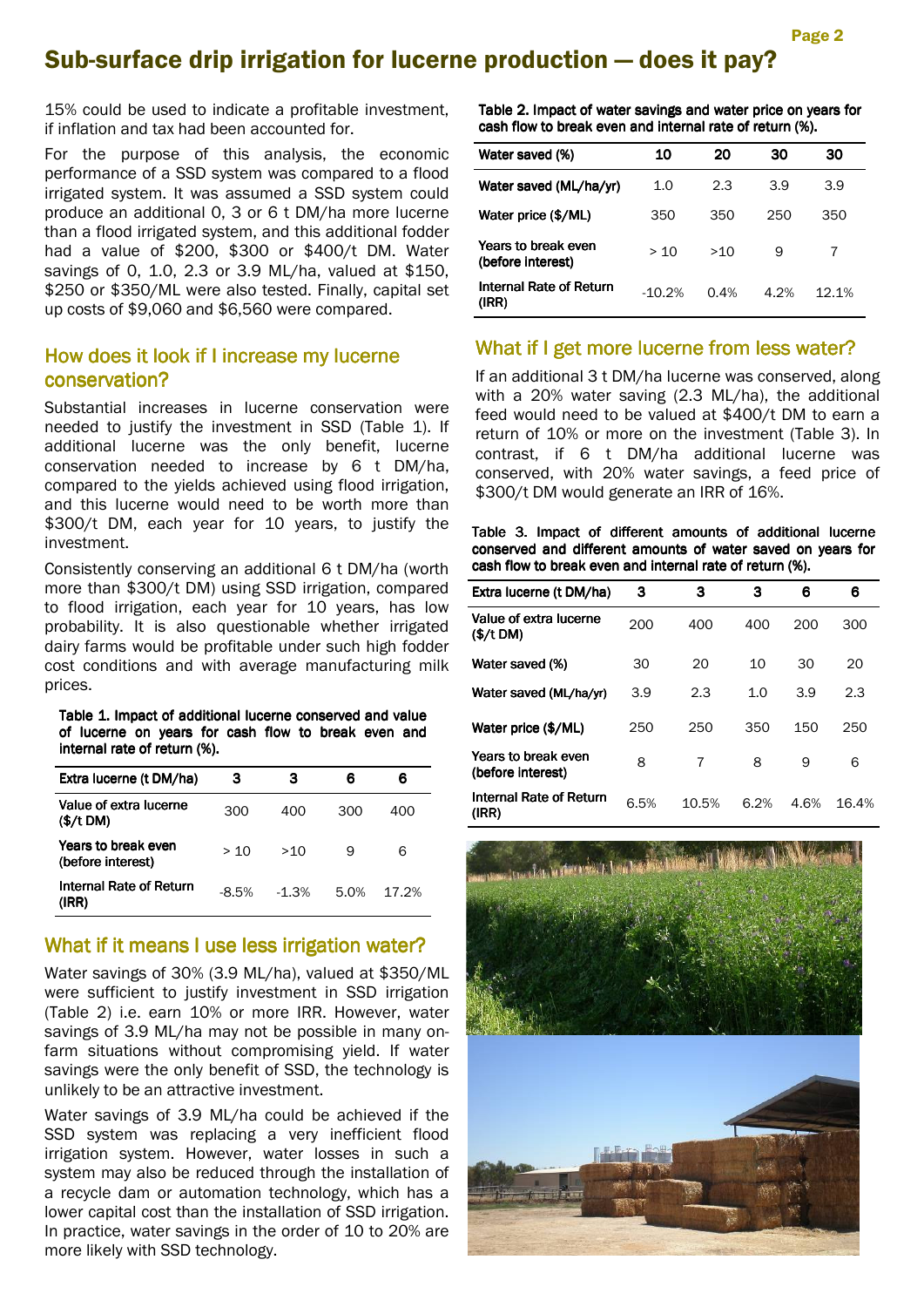# Sub-surface drip irrigation for lucerne production — does it pay?

15% could be used to indicate a profitable investment, if inflation and tax had been accounted for.

For the purpose of this analysis, the economic performance of a SSD system was compared to a flood irrigated system. It was assumed a SSD system could produce an additional 0, 3 or 6 t DM/ha more lucerne than a flood irrigated system, and this additional fodder had a value of $200, $300 or $400/t DM. Water savings of 0, 1.0, 2.3 or 3.9 ML/ha, valued at $150, $250 or $350/ML were also tested. Finally, capital set up costs of $9,060 and $6,560 were compared.

## How does it look if I increase my lucerne conservation?

Substantial increases in lucerne conservation were needed to justify the investment in SSD (Table 1). If additional lucerne was the only benefit, lucerne conservation needed to increase by 6 t DM/ha, compared to the yields achieved using flood irrigation, and this lucerne would need to be worth more than $300/t DM, each year for 10 years, to justify the investment.

Consistently conserving an additional 6 t DM/ha (worth more than $300/t DM) using SSD irrigation, compared to flood irrigation, each year for 10 years, has low probability. It is also questionable whether irrigated dairy farms would be profitable under such high fodder cost conditions and with average manufacturing milk prices.

**Table 1. Impact of additional lucerne conserved and value of lucerne on years for cash flow to break even and internal rate of return (%).**

| Extra lucerne (t DM/ha) | 3 | 3 | 6 | 6 |
|---|---|---|---|---|
| Value of extra lucerne ($/t DM) | 300 | 400 | 300 | 400 |
| Years to break even (before interest) | > 10 | >10 | 9 | 6 |
| Internal Rate of Return (IRR) | -8.5% | -1.3% | 5.0% | 17.2% |

## What if it means I use less irrigation water?

Water savings of 30% (3.9 ML/ha), valued at $350/ML were sufficient to justify investment in SSD irrigation (Table 2) i.e. earn 10% or more IRR. However, water savings of 3.9 ML/ha may not be possible in many on-farm situations without compromising yield. If water savings were the only benefit of SSD, the technology is unlikely to be an attractive investment.

Water savings of 3.9 ML/ha could be achieved if the SSD system was replacing a very inefficient flood irrigation system. However, water losses in such a system may also be reduced through the installation of a recycle dam or automation technology, which has a lower capital cost than the installation of SSD irrigation. In practice, water savings in the order of 10 to 20% are more likely with SSD technology.

**Table 2. Impact of water savings and water price on years for cash flow to break even and internal rate of return (%).**

| Water saved (%) | 10 | 20 | 30 | 30 |
|---|---|---|---|---|
| Water saved (ML/ha/yr) | 1.0 | 2.3 | 3.9 | 3.9 |
| Water price ($/ML) | 350 | 350 | 250 | 350 |
| Years to break even (before interest) | > 10 | >10 | 9 | 7 |
| Internal Rate of Return (IRR) | -10.2% | 0.4% | 4.2% | 12.1% |

## What if I get more lucerne from less water?

If an additional 3 t DM/ha lucerne was conserved, along with a 20% water saving (2.3 ML/ha), the additional feed would need to be valued at $400/t DM to earn a return of 10% or more on the investment (Table 3). In contrast, if 6 t DM/ha additional lucerne was conserved, with 20% water savings, a feed price of $300/t DM would generate an IRR of 16%.

**Table 3. Impact of different amounts of additional lucerne conserved and different amounts of water saved on years for cash flow to break even and internal rate of return (%).**

| Extra lucerne (t DM/ha) | 3 | 3 | 3 | 6 | 6 |
|---|---|---|---|---|---|
| Value of extra lucerne ($/t DM) | 200 | 400 | 400 | 200 | 300 |
| Water saved (%) | 30 | 20 | 10 | 30 | 20 |
| Water saved (ML/ha/yr) | 3.9 | 2.3 | 1.0 | 3.9 | 2.3 |
| Water price ($/ML) | 250 | 250 | 350 | 150 | 250 |
| Years to break even (before interest) | 8 | 7 | 8 | 9 | 6 |
| Internal Rate of Return (IRR) | 6.5% | 10.5% | 6.2% | 4.6% | 16.4% |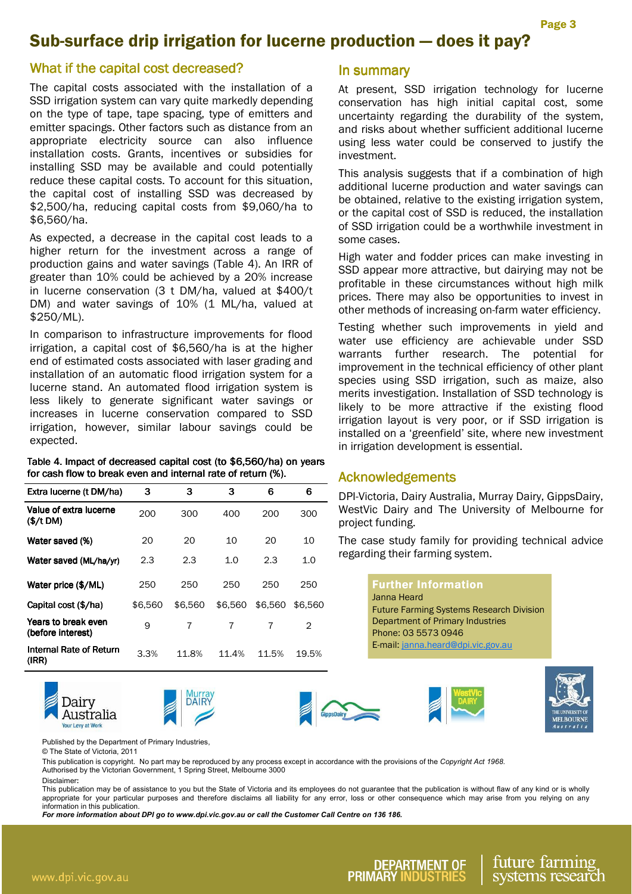# Sub-surface drip irrigation for lucerne production — does it pay?

## What if the capital cost decreased?

The capital costs associated with the installation of a SSD irrigation system can vary quite markedly depending on the type of tape, tape spacing, type of emitters and emitter spacings. Other factors such as distance from an appropriate electricity source can also influence installation costs. Grants, incentives or subsidies for installing SSD may be available and could potentially reduce these capital costs. To account for this situation, the capital cost of installing SSD was decreased by $2,500/ha, reducing capital costs from $9,060/ha to $6,560/ha.

As expected, a decrease in the capital cost leads to a higher return for the investment across a range of production gains and water savings (Table 4). An IRR of greater than 10% could be achieved by a 20% increase in lucerne conservation (3 t DM/ha, valued at $400/t DM) and water savings of 10% (1 ML/ha, valued at $250/ML).

In comparison to infrastructure improvements for flood irrigation, a capital cost of $6,560/ha is at the higher end of estimated costs associated with laser grading and installation of an automatic flood irrigation system for a lucerne stand. An automated flood irrigation system is less likely to generate significant water savings or increases in lucerne conservation compared to SSD irrigation, however, similar labour savings could be expected.

**Table 4. Impact of decreased capital cost (to $6,560/ha) on years for cash flow to break even and internal rate of return (%).**

| Extra lucerne (t DM/ha) | 3 | 3 | 3 | 6 | 6 |
|---|---|---|---|---|---|
| Value of extra lucerne ($/t DM) | 200 | 300 | 400 | 200 | 300 |
| Water saved (%) | 20 | 20 | 10 | 20 | 10 |
| Water saved (ML/ha/yr) | 2.3 | 2.3 | 1.0 | 2.3 | 1.0 |
| Water price ($/ML) | 250 | 250 | 250 | 250 | 250 |
| Capital cost ($/ha) | $6,560 | $6,560 | $6,560 | $6,560 | $6,560 |
| Years to break even (before interest) | 9 | 7 | 7 | 7 | 2 |
| Internal Rate of Return (IRR) | 3.3% | 11.8% | 11.4% | 11.5% | 19.5% |

## In summary

At present, SSD irrigation technology for lucerne conservation has high initial capital cost, some uncertainty regarding the durability of the system, and risks about whether sufficient additional lucerne using less water could be conserved to justify the investment.

This analysis suggests that if a combination of high additional lucerne production and water savings can be obtained, relative to the existing irrigation system, or the capital cost of SSD is reduced, the installation of SSD irrigation could be a worthwhile investment in some cases.

High water and fodder prices can make investing in SSD appear more attractive, but dairying may not be profitable in these circumstances without high milk prices. There may also be opportunities to invest in other methods of increasing on-farm water efficiency.

Testing whether such improvements in yield and water use efficiency are achievable under SSD warrants further research. The potential for improvement in the technical efficiency of other plant species using SSD irrigation, such as maize, also merits investigation. Installation of SSD technology is likely to be more attractive if the existing flood irrigation layout is very poor, or if SSD irrigation is installed on a 'greenfield' site, where new investment in irrigation development is essential.

## Acknowledgements

DPI-Victoria, Dairy Australia, Murray Dairy, GippsDairy, WestVic Dairy and The University of Melbourne for project funding.

The case study family for providing technical advice regarding their farming system.

**Further Information**
Janna Heard
Future Farming Systems Research Division
Department of Primary Industries
Phone: 03 5573 0946
E-mail: janna.heard@dpi.vic.gov.au

Published by the Department of Primary Industries,
© The State of Victoria, 2011

This publication is copyright. No part may be reproduced by any process except in accordance with the provisions of the *Copyright Act 1968*.
Authorised by the Victorian Government, 1 Spring Street, Melbourne 3000

Disclaimer:
This publication may be of assistance to you but the State of Victoria and its employees do not guarantee that the publication is without flaw of any kind or is wholly appropriate for your particular purposes and therefore disclaims all liability for any error, loss or other consequence which may arise from you relying on any information in this publication.

***For more information about DPI go to www.dpi.vic.gov.au or call the Customer Call Centre on 136 186.***